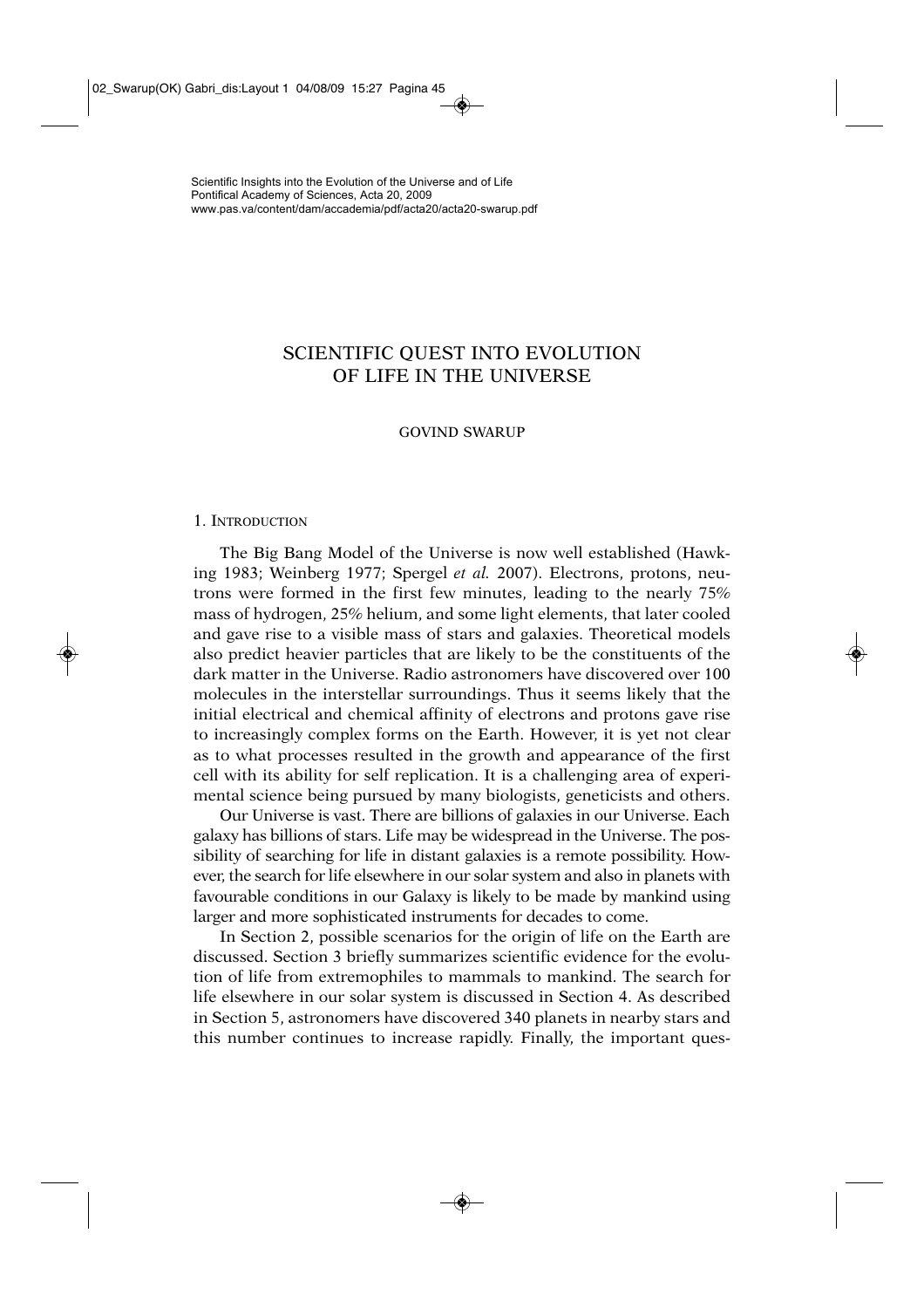Scientific Insights into the Evolution of the Universe and of Life
Pontifical Academy of Sciences, Acta 20, 2009
www.pas.va/content/dam/accademia/pdf/acta20/acta20-swarup.pdf

# SCIENTIFIC QUEST INTO EVOLUTION OF LIFE IN THE UNIVERSE

GOVIND SWARUP

## 1. INTRODUCTION

The Big Bang Model of the Universe is now well established (Hawking 1983; Weinberg 1977; Spergel *et al.* 2007). Electrons, protons, neutrons were formed in the first few minutes, leading to the nearly 75% mass of hydrogen, 25% helium, and some light elements, that later cooled and gave rise to a visible mass of stars and galaxies. Theoretical models also predict heavier particles that are likely to be the constituents of the dark matter in the Universe. Radio astronomers have discovered over 100 molecules in the interstellar surroundings. Thus it seems likely that the initial electrical and chemical affinity of electrons and protons gave rise to increasingly complex forms on the Earth. However, it is yet not clear as to what processes resulted in the growth and appearance of the first cell with its ability for self replication. It is a challenging area of experimental science being pursued by many biologists, geneticists and others.

Our Universe is vast. There are billions of galaxies in our Universe. Each galaxy has billions of stars. Life may be widespread in the Universe. The possibility of searching for life in distant galaxies is a remote possibility. However, the search for life elsewhere in our solar system and also in planets with favourable conditions in our Galaxy is likely to be made by mankind using larger and more sophisticated instruments for decades to come.

In Section 2, possible scenarios for the origin of life on the Earth are discussed. Section 3 briefly summarizes scientific evidence for the evolution of life from extremophiles to mammals to mankind. The search for life elsewhere in our solar system is discussed in Section 4. As described in Section 5, astronomers have discovered 340 planets in nearby stars and this number continues to increase rapidly. Finally, the important ques-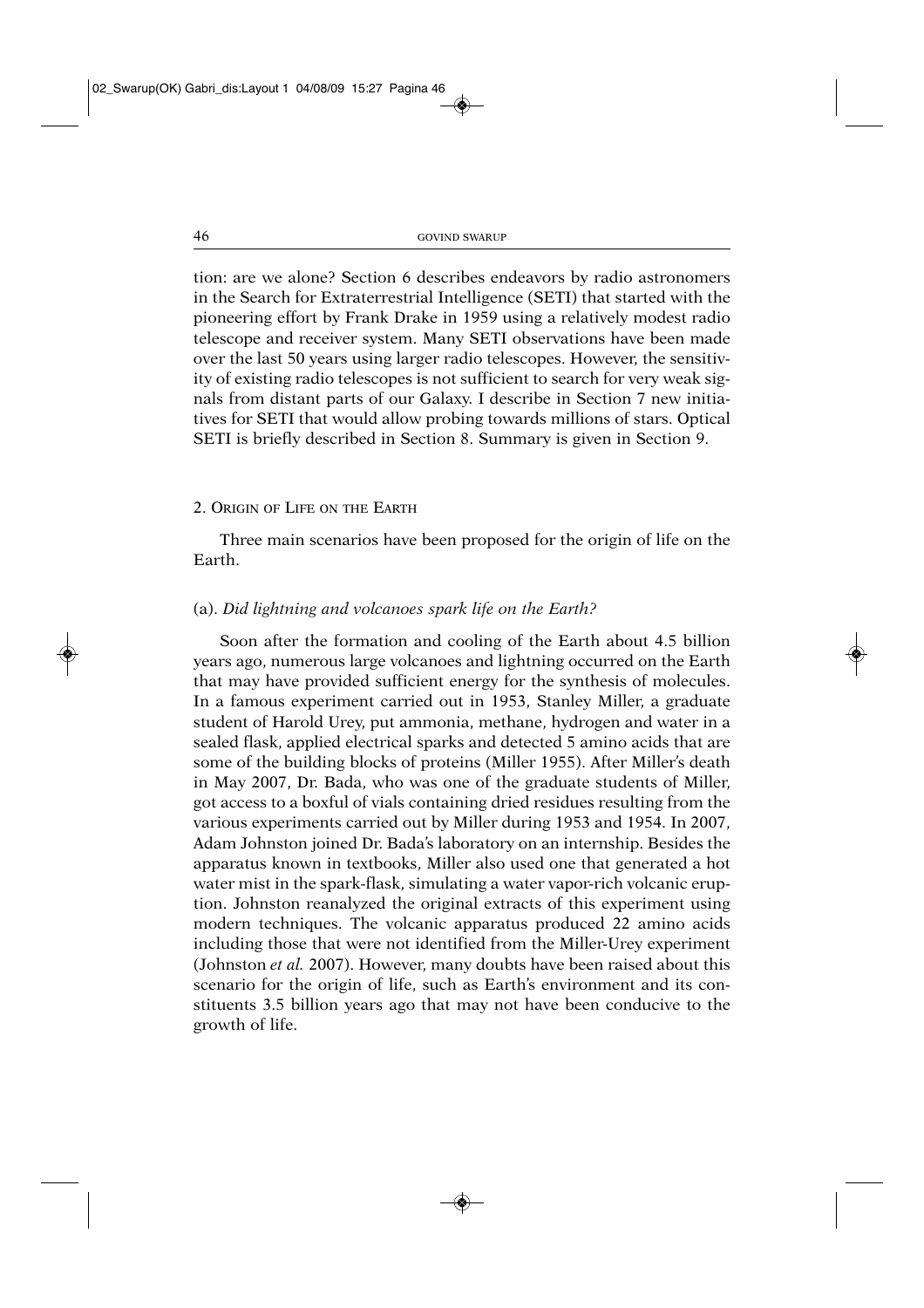tion: are we alone? Section 6 describes endeavors by radio astronomers in the Search for Extraterrestrial Intelligence (SETI) that started with the pioneering effort by Frank Drake in 1959 using a relatively modest radio telescope and receiver system. Many SETI observations have been made over the last 50 years using larger radio telescopes. However, the sensitivity of existing radio telescopes is not sufficient to search for very weak signals from distant parts of our Galaxy. I describe in Section 7 new initiatives for SETI that would allow probing towards millions of stars. Optical SETI is briefly described in Section 8. Summary is given in Section 9.

## 2. Origin of Life on the Earth

Three main scenarios have been proposed for the origin of life on the Earth.

### (a). *Did lightning and volcanoes spark life on the Earth?*

Soon after the formation and cooling of the Earth about 4.5 billion years ago, numerous large volcanoes and lightning occurred on the Earth that may have provided sufficient energy for the synthesis of molecules. In a famous experiment carried out in 1953, Stanley Miller, a graduate student of Harold Urey, put ammonia, methane, hydrogen and water in a sealed flask, applied electrical sparks and detected 5 amino acids that are some of the building blocks of proteins (Miller 1955). After Miller's death in May 2007, Dr. Bada, who was one of the graduate students of Miller, got access to a boxful of vials containing dried residues resulting from the various experiments carried out by Miller during 1953 and 1954. In 2007, Adam Johnston joined Dr. Bada's laboratory on an internship. Besides the apparatus known in textbooks, Miller also used one that generated a hot water mist in the spark-flask, simulating a water vapor-rich volcanic eruption. Johnston reanalyzed the original extracts of this experiment using modern techniques. The volcanic apparatus produced 22 amino acids including those that were not identified from the Miller-Urey experiment (Johnston *et al.* 2007). However, many doubts have been raised about this scenario for the origin of life, such as Earth's environment and its constituents 3.5 billion years ago that may not have been conducive to the growth of life.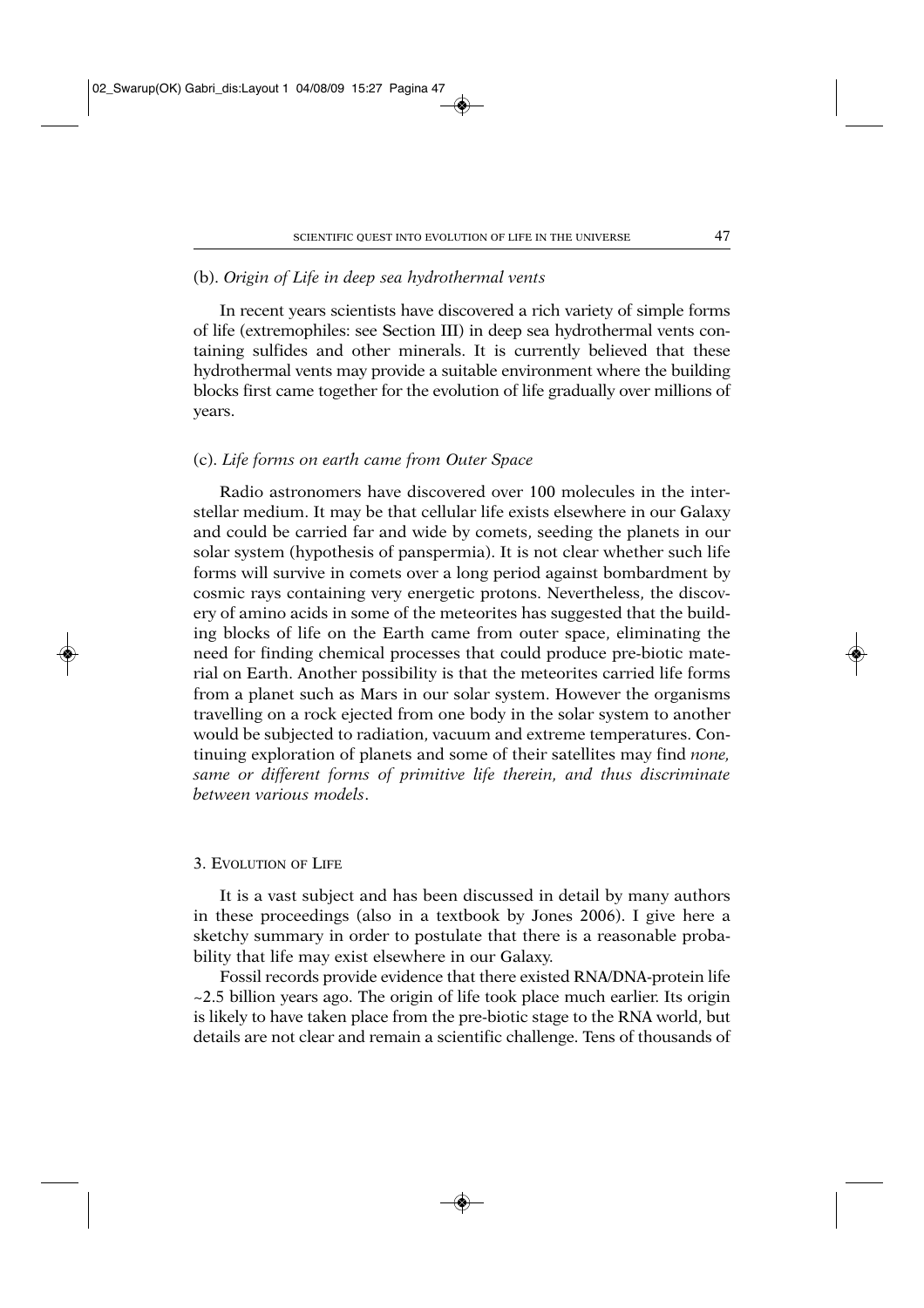(b). *Origin of Life in deep sea hydrothermal vents*

In recent years scientists have discovered a rich variety of simple forms of life (extremophiles: see Section III) in deep sea hydrothermal vents containing sulfides and other minerals. It is currently believed that these hydrothermal vents may provide a suitable environment where the building blocks first came together for the evolution of life gradually over millions of years.

(c). *Life forms on earth came from Outer Space*

Radio astronomers have discovered over 100 molecules in the interstellar medium. It may be that cellular life exists elsewhere in our Galaxy and could be carried far and wide by comets, seeding the planets in our solar system (hypothesis of panspermia). It is not clear whether such life forms will survive in comets over a long period against bombardment by cosmic rays containing very energetic protons. Nevertheless, the discovery of amino acids in some of the meteorites has suggested that the building blocks of life on the Earth came from outer space, eliminating the need for finding chemical processes that could produce pre-biotic material on Earth. Another possibility is that the meteorites carried life forms from a planet such as Mars in our solar system. However the organisms travelling on a rock ejected from one body in the solar system to another would be subjected to radiation, vacuum and extreme temperatures. Continuing exploration of planets and some of their satellites may find *none, same or different forms of primitive life therein, and thus discriminate between various models*.

## 3. Evolution of Life

It is a vast subject and has been discussed in detail by many authors in these proceedings (also in a textbook by Jones 2006). I give here a sketchy summary in order to postulate that there is a reasonable probability that life may exist elsewhere in our Galaxy.

Fossil records provide evidence that there existed RNA/DNA-protein life ~2.5 billion years ago. The origin of life took place much earlier. Its origin is likely to have taken place from the pre-biotic stage to the RNA world, but details are not clear and remain a scientific challenge. Tens of thousands of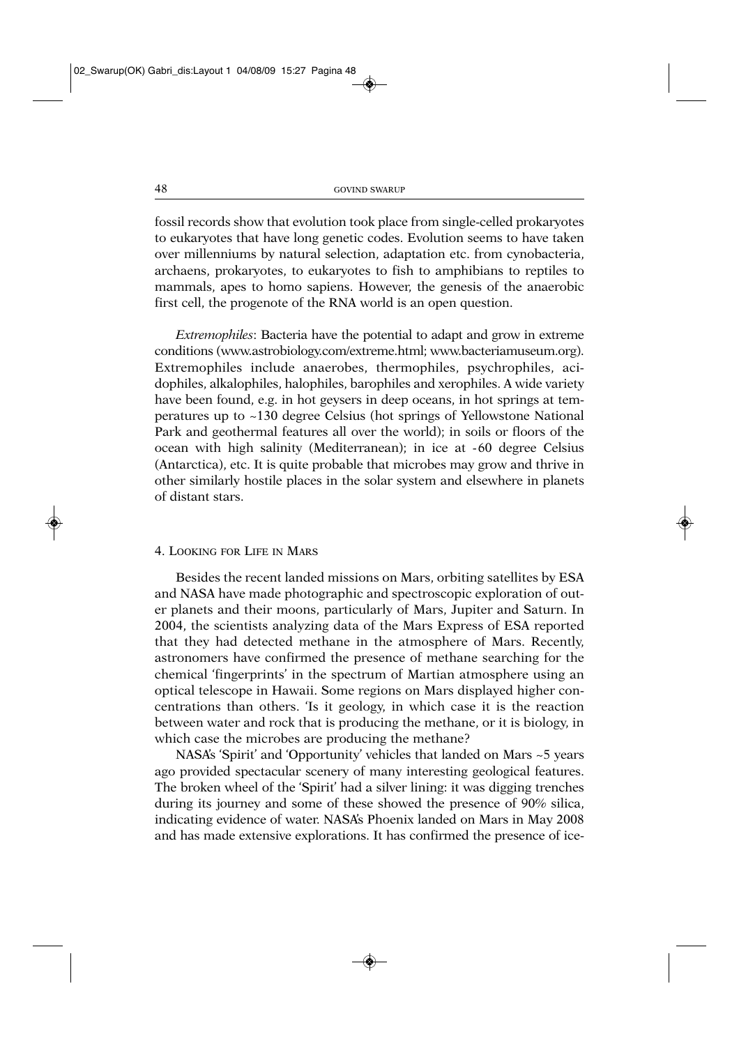fossil records show that evolution took place from single-celled prokaryotes to eukaryotes that have long genetic codes. Evolution seems to have taken over millenniums by natural selection, adaptation etc. from cynobacteria, archaens, prokaryotes, to eukaryotes to fish to amphibians to reptiles to mammals, apes to homo sapiens. However, the genesis of the anaerobic first cell, the progenote of the RNA world is an open question.

*Extremophiles*: Bacteria have the potential to adapt and grow in extreme conditions (www.astrobiology.com/extreme.html; www.bacteriamuseum.org). Extremophiles include anaerobes, thermophiles, psychrophiles, acidophiles, alkalophiles, halophiles, barophiles and xerophiles. A wide variety have been found, e.g. in hot geysers in deep oceans, in hot springs at temperatures up to ~130 degree Celsius (hot springs of Yellowstone National Park and geothermal features all over the world); in soils or floors of the ocean with high salinity (Mediterranean); in ice at -60 degree Celsius (Antarctica), etc. It is quite probable that microbes may grow and thrive in other similarly hostile places in the solar system and elsewhere in planets of distant stars.

## 4. Looking for Life in Mars

Besides the recent landed missions on Mars, orbiting satellites by ESA and NASA have made photographic and spectroscopic exploration of outer planets and their moons, particularly of Mars, Jupiter and Saturn. In 2004, the scientists analyzing data of the Mars Express of ESA reported that they had detected methane in the atmosphere of Mars. Recently, astronomers have confirmed the presence of methane searching for the chemical 'fingerprints' in the spectrum of Martian atmosphere using an optical telescope in Hawaii. Some regions on Mars displayed higher concentrations than others. 'Is it geology, in which case it is the reaction between water and rock that is producing the methane, or it is biology, in which case the microbes are producing the methane?

NASA's 'Spirit' and 'Opportunity' vehicles that landed on Mars ~5 years ago provided spectacular scenery of many interesting geological features. The broken wheel of the 'Spirit' had a silver lining: it was digging trenches during its journey and some of these showed the presence of 90% silica, indicating evidence of water. NASA's Phoenix landed on Mars in May 2008 and has made extensive explorations. It has confirmed the presence of ice-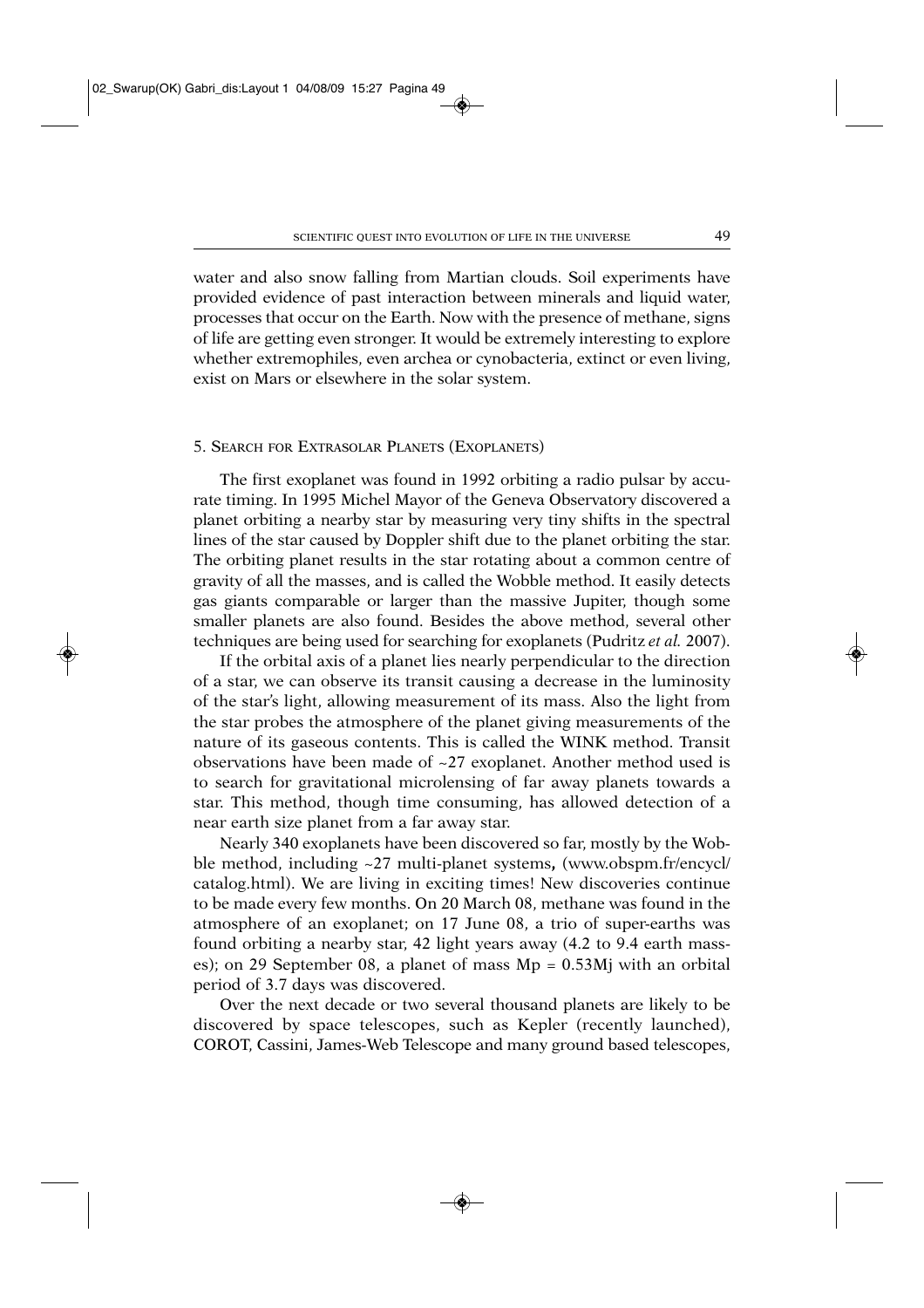water and also snow falling from Martian clouds. Soil experiments have provided evidence of past interaction between minerals and liquid water, processes that occur on the Earth. Now with the presence of methane, signs of life are getting even stronger. It would be extremely interesting to explore whether extremophiles, even archea or cynobacteria, extinct or even living, exist on Mars or elsewhere in the solar system.

## 5. Search for Extrasolar Planets (Exoplanets)

The first exoplanet was found in 1992 orbiting a radio pulsar by accurate timing. In 1995 Michel Mayor of the Geneva Observatory discovered a planet orbiting a nearby star by measuring very tiny shifts in the spectral lines of the star caused by Doppler shift due to the planet orbiting the star. The orbiting planet results in the star rotating about a common centre of gravity of all the masses, and is called the Wobble method. It easily detects gas giants comparable or larger than the massive Jupiter, though some smaller planets are also found. Besides the above method, several other techniques are being used for searching for exoplanets (Pudritz *et al.* 2007).

If the orbital axis of a planet lies nearly perpendicular to the direction of a star, we can observe its transit causing a decrease in the luminosity of the star's light, allowing measurement of its mass. Also the light from the star probes the atmosphere of the planet giving measurements of the nature of its gaseous contents. This is called the WINK method. Transit observations have been made of ~27 exoplanet. Another method used is to search for gravitational microlensing of far away planets towards a star. This method, though time consuming, has allowed detection of a near earth size planet from a far away star.

Nearly 340 exoplanets have been discovered so far, mostly by the Wobble method, including ~27 multi-planet systems**,** (www.obspm.fr/encycl/catalog.html). We are living in exciting times! New discoveries continue to be made every few months. On 20 March 08, methane was found in the atmosphere of an exoplanet; on 17 June 08, a trio of super-earths was found orbiting a nearby star, 42 light years away (4.2 to 9.4 earth masses); on 29 September 08, a planet of mass $Mp = 0.53Mj$ with an orbital period of 3.7 days was discovered.

Over the next decade or two several thousand planets are likely to be discovered by space telescopes, such as Kepler (recently launched), COROT, Cassini, James-Web Telescope and many ground based telescopes,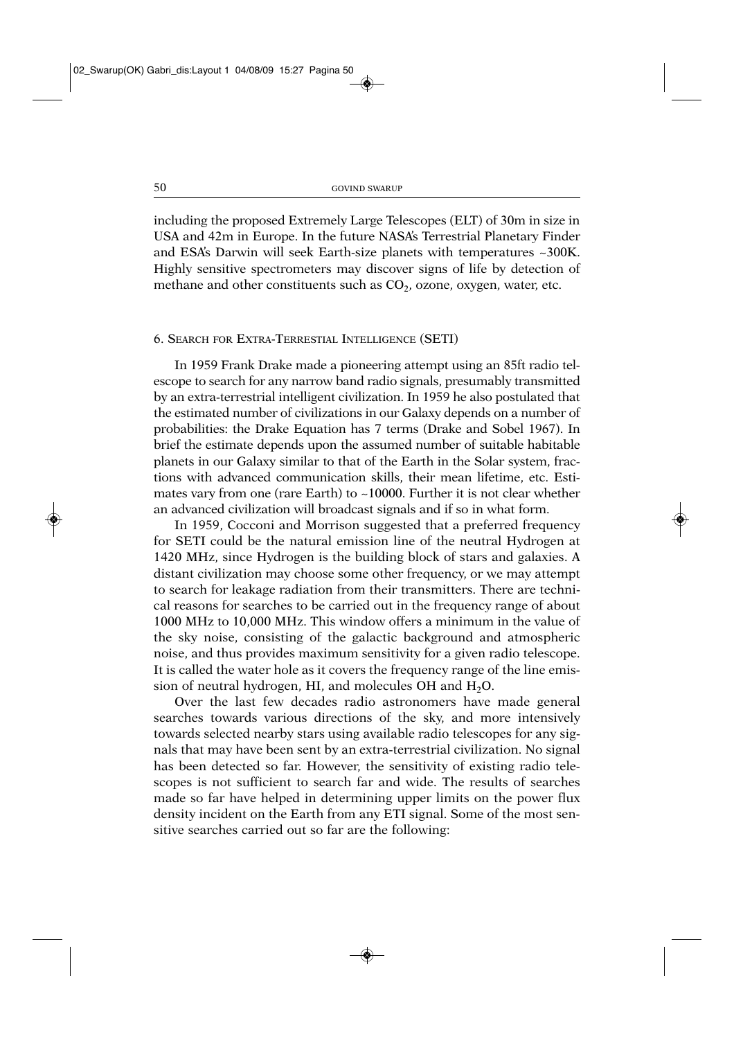including the proposed Extremely Large Telescopes (ELT) of 30m in size in USA and 42m in Europe. In the future NASA's Terrestrial Planetary Finder and ESA's Darwin will seek Earth-size planets with temperatures ~300K. Highly sensitive spectrometers may discover signs of life by detection of methane and other constituents such as $CO_2$, ozone, oxygen, water, etc.

## 6. Search for Extra-Terrestial Intelligence (SETI)

In 1959 Frank Drake made a pioneering attempt using an 85ft radio telescope to search for any narrow band radio signals, presumably transmitted by an extra-terrestrial intelligent civilization. In 1959 he also postulated that the estimated number of civilizations in our Galaxy depends on a number of probabilities: the Drake Equation has 7 terms (Drake and Sobel 1967). In brief the estimate depends upon the assumed number of suitable habitable planets in our Galaxy similar to that of the Earth in the Solar system, fractions with advanced communication skills, their mean lifetime, etc. Estimates vary from one (rare Earth) to ~10000. Further it is not clear whether an advanced civilization will broadcast signals and if so in what form.

In 1959, Cocconi and Morrison suggested that a preferred frequency for SETI could be the natural emission line of the neutral Hydrogen at 1420 MHz, since Hydrogen is the building block of stars and galaxies. A distant civilization may choose some other frequency, or we may attempt to search for leakage radiation from their transmitters. There are technical reasons for searches to be carried out in the frequency range of about 1000 MHz to 10,000 MHz. This window offers a minimum in the value of the sky noise, consisting of the galactic background and atmospheric noise, and thus provides maximum sensitivity for a given radio telescope. It is called the water hole as it covers the frequency range of the line emission of neutral hydrogen, HI, and molecules OH and $H_2O$.

Over the last few decades radio astronomers have made general searches towards various directions of the sky, and more intensively towards selected nearby stars using available radio telescopes for any signals that may have been sent by an extra-terrestrial civilization. No signal has been detected so far. However, the sensitivity of existing radio telescopes is not sufficient to search far and wide. The results of searches made so far have helped in determining upper limits on the power flux density incident on the Earth from any ETI signal. Some of the most sensitive searches carried out so far are the following: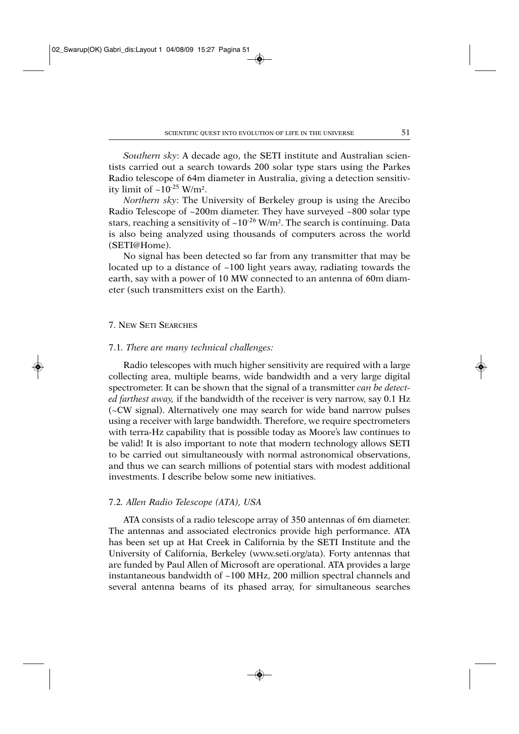*Southern sky*: A decade ago, the SETI institute and Australian scientists carried out a search towards 200 solar type stars using the Parkes Radio telescope of 64m diameter in Australia, giving a detection sensitivity limit of ~$10^{-25}$ W/m².

*Northern sky*: The University of Berkeley group is using the Arecibo Radio Telescope of ~200m diameter. They have surveyed ~800 solar type stars, reaching a sensitivity of ~$10^{-26}$ W/m². The search is continuing. Data is also being analyzed using thousands of computers across the world (SETI@Home).

No signal has been detected so far from any transmitter that may be located up to a distance of ~100 light years away, radiating towards the earth, say with a power of 10 MW connected to an antenna of 60m diameter (such transmitters exist on the Earth).

## 7. New SETI Searches

### 7.1. *There are many technical challenges:*

Radio telescopes with much higher sensitivity are required with a large collecting area, multiple beams, wide bandwidth and a very large digital spectrometer. It can be shown that the signal of a transmitter *can be detected farthest away,* if the bandwidth of the receiver is very narrow, say 0.1 Hz (~CW signal). Alternatively one may search for wide band narrow pulses using a receiver with large bandwidth. Therefore, we require spectrometers with terra-Hz capability that is possible today as Moore's law continues to be valid! It is also important to note that modern technology allows SETI to be carried out simultaneously with normal astronomical observations, and thus we can search millions of potential stars with modest additional investments. I describe below some new initiatives.

### 7.2. *Allen Radio Telescope (ATA), USA*

ATA consists of a radio telescope array of 350 antennas of 6m diameter. The antennas and associated electronics provide high performance. ATA has been set up at Hat Creek in California by the SETI Institute and the University of California, Berkeley (www.seti.org/ata). Forty antennas that are funded by Paul Allen of Microsoft are operational. ATA provides a large instantaneous bandwidth of ~100 MHz, 200 million spectral channels and several antenna beams of its phased array, for simultaneous searches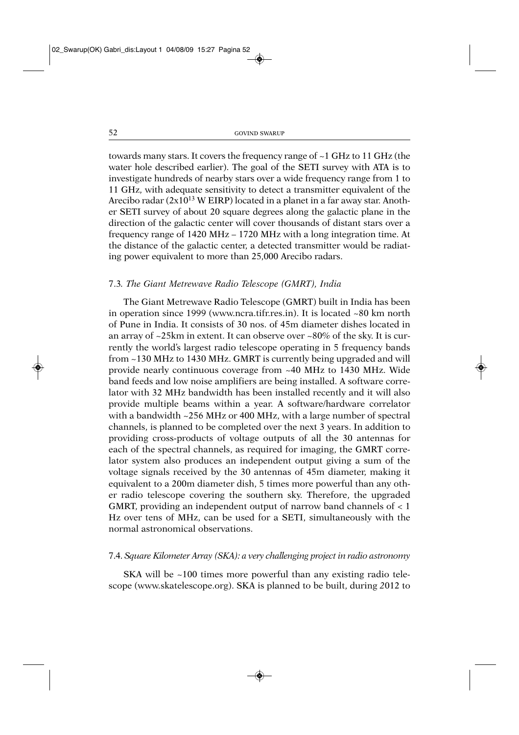towards many stars. It covers the frequency range of ~1 GHz to 11 GHz (the water hole described earlier). The goal of the SETI survey with ATA is to investigate hundreds of nearby stars over a wide frequency range from 1 to 11 GHz, with adequate sensitivity to detect a transmitter equivalent of the Arecibo radar ($2x10^{13}$ W EIRP) located in a planet in a far away star. Another SETI survey of about 20 square degrees along the galactic plane in the direction of the galactic center will cover thousands of distant stars over a frequency range of 1420 MHz – 1720 MHz with a long integration time. At the distance of the galactic center, a detected transmitter would be radiating power equivalent to more than 25,000 Arecibo radars.

### 7.3. *The Giant Metrewave Radio Telescope (GMRT), India*

The Giant Metrewave Radio Telescope (GMRT) built in India has been in operation since 1999 (www.ncra.tifr.res.in). It is located ~80 km north of Pune in India. It consists of 30 nos. of 45m diameter dishes located in an array of ~25km in extent. It can observe over ~80% of the sky. It is currently the world's largest radio telescope operating in 5 frequency bands from ~130 MHz to 1430 MHz. GMRT is currently being upgraded and will provide nearly continuous coverage from ~40 MHz to 1430 MHz. Wide band feeds and low noise amplifiers are being installed. A software correlator with 32 MHz bandwidth has been installed recently and it will also provide multiple beams within a year. A software/hardware correlator with a bandwidth ~256 MHz or 400 MHz, with a large number of spectral channels, is planned to be completed over the next 3 years. In addition to providing cross-products of voltage outputs of all the 30 antennas for each of the spectral channels, as required for imaging, the GMRT correlator system also produces an independent output giving a sum of the voltage signals received by the 30 antennas of 45m diameter, making it equivalent to a 200m diameter dish, 5 times more powerful than any other radio telescope covering the southern sky. Therefore, the upgraded GMRT, providing an independent output of narrow band channels of < 1 Hz over tens of MHz, can be used for a SETI, simultaneously with the normal astronomical observations.

### 7.4. *Square Kilometer Array (SKA): a very challenging project in radio astronomy*

SKA will be ~100 times more powerful than any existing radio telescope (www.skatelescope.org). SKA is planned to be built, during 2012 to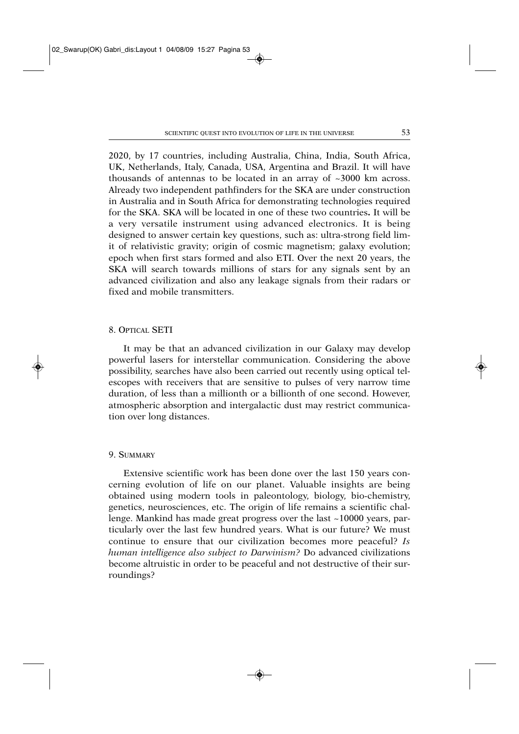2020, by 17 countries, including Australia, China, India, South Africa, UK, Netherlands, Italy, Canada, USA, Argentina and Brazil. It will have thousands of antennas to be located in an array of ~3000 km across. Already two independent pathfinders for the SKA are under construction in Australia and in South Africa for demonstrating technologies required for the SKA. SKA will be located in one of these two countries**.** It will be a very versatile instrument using advanced electronics. It is being designed to answer certain key questions, such as: ultra-strong field limit of relativistic gravity; origin of cosmic magnetism; galaxy evolution; epoch when first stars formed and also ETI. Over the next 20 years, the SKA will search towards millions of stars for any signals sent by an advanced civilization and also any leakage signals from their radars or fixed and mobile transmitters.

## 8. Optical SETI

It may be that an advanced civilization in our Galaxy may develop powerful lasers for interstellar communication. Considering the above possibility, searches have also been carried out recently using optical telescopes with receivers that are sensitive to pulses of very narrow time duration, of less than a millionth or a billionth of one second. However, atmospheric absorption and intergalactic dust may restrict communication over long distances.

## 9. Summary

Extensive scientific work has been done over the last 150 years concerning evolution of life on our planet. Valuable insights are being obtained using modern tools in paleontology, biology, bio-chemistry, genetics, neurosciences, etc. The origin of life remains a scientific challenge. Mankind has made great progress over the last ~10000 years, particularly over the last few hundred years. What is our future? We must continue to ensure that our civilization becomes more peaceful? *Is human intelligence also subject to Darwinism?* Do advanced civilizations become altruistic in order to be peaceful and not destructive of their surroundings?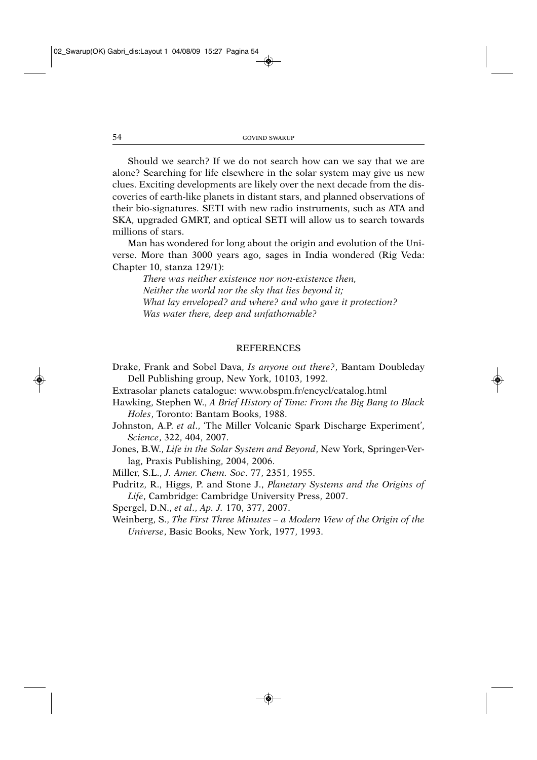Should we search? If we do not search how can we say that we are alone? Searching for life elsewhere in the solar system may give us new clues. Exciting developments are likely over the next decade from the discoveries of earth-like planets in distant stars, and planned observations of their bio-signatures. SETI with new radio instruments, such as ATA and SKA, upgraded GMRT, and optical SETI will allow us to search towards millions of stars.

Man has wondered for long about the origin and evolution of the Universe. More than 3000 years ago, sages in India wondered (Rig Veda: Chapter 10, stanza 129/1):

> *There was neither existence nor non-existence then,*
> *Neither the world nor the sky that lies beyond it;*
> *What lay enveloped? and where? and who gave it protection?*
> *Was water there, deep and unfathomable?*

## REFERENCES

Drake, Frank and Sobel Dava, *Is anyone out there?*, Bantam Doubleday Dell Publishing group, New York, 10103, 1992.

Extrasolar planets catalogue: www.obspm.fr/encycl/catalog.html

Hawking, Stephen W., *A Brief History of Time: From the Big Bang to Black Holes*, Toronto: Bantam Books, 1988.

Johnston, A.P. *et al*., 'The Miller Volcanic Spark Discharge Experiment', *Science*, 322, 404, 2007.

Jones, B.W., *Life in the Solar System and Beyond*, New York, Springer-Verlag, Praxis Publishing, 2004, 2006.

Miller, S.L., *J. Amer. Chem. Soc*. 77, 2351, 1955.

Pudritz, R., Higgs, P. and Stone J., *Planetary Systems and the Origins of Life*, Cambridge: Cambridge University Press, 2007.

Spergel, D.N., *et al*., *Ap. J.* 170, 377, 2007.

Weinberg, S., *The First Three Minutes – a Modern View of the Origin of the Universe*, Basic Books, New York, 1977, 1993.